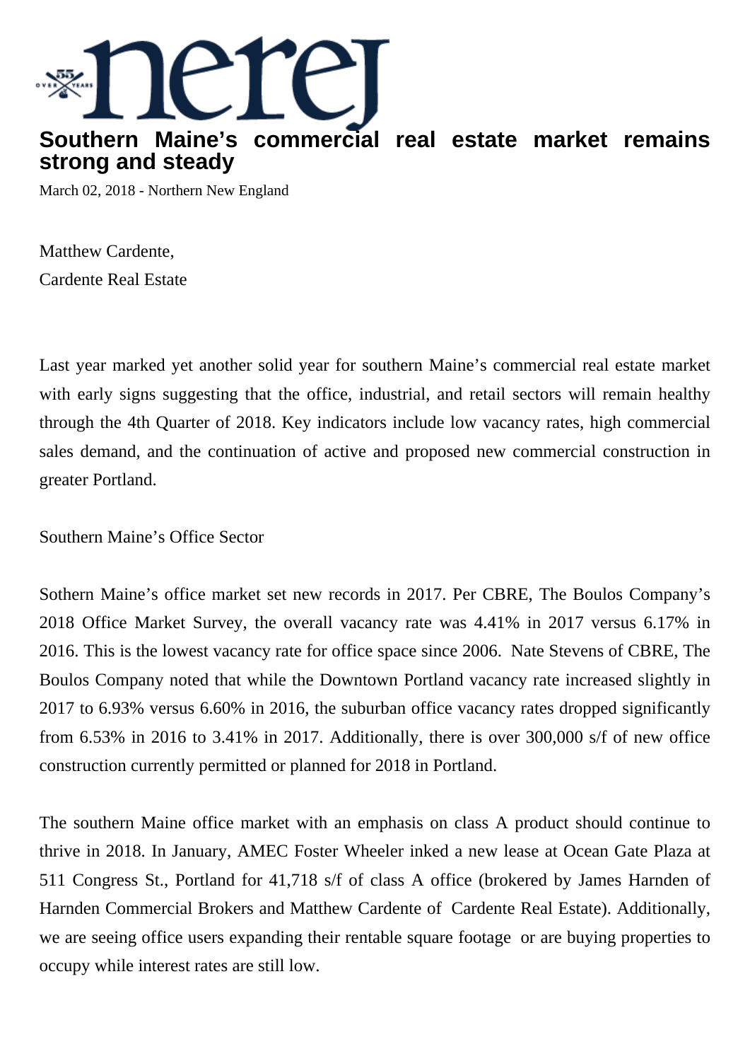# Southern Maine’s commercial real estate market remains strong and steady

March 02, 2018 - Northern New England

Matthew Cardente,
Cardente Real Estate

Last year marked yet another solid year for southern Maine’s commercial real estate market with early signs suggesting that the office, industrial, and retail sectors will remain healthy through the 4th Quarter of 2018. Key indicators include low vacancy rates, high commercial sales demand, and the continuation of active and proposed new commercial construction in greater Portland.

Southern Maine’s Office Sector

Sothern Maine’s office market set new records in 2017. Per CBRE, The Boulos Company’s 2018 Office Market Survey, the overall vacancy rate was 4.41% in 2017 versus 6.17% in 2016. This is the lowest vacancy rate for office space since 2006. Nate Stevens of CBRE, The Boulos Company noted that while the Downtown Portland vacancy rate increased slightly in 2017 to 6.93% versus 6.60% in 2016, the suburban office vacancy rates dropped significantly from 6.53% in 2016 to 3.41% in 2017. Additionally, there is over 300,000 s/f of new office construction currently permitted or planned for 2018 in Portland.

The southern Maine office market with an emphasis on class A product should continue to thrive in 2018. In January, AMEC Foster Wheeler inked a new lease at Ocean Gate Plaza at 511 Congress St., Portland for 41,718 s/f of class A office (brokered by James Harnden of Harnden Commercial Brokers and Matthew Cardente of Cardente Real Estate). Additionally, we are seeing office users expanding their rentable square footage or are buying properties to occupy while interest rates are still low.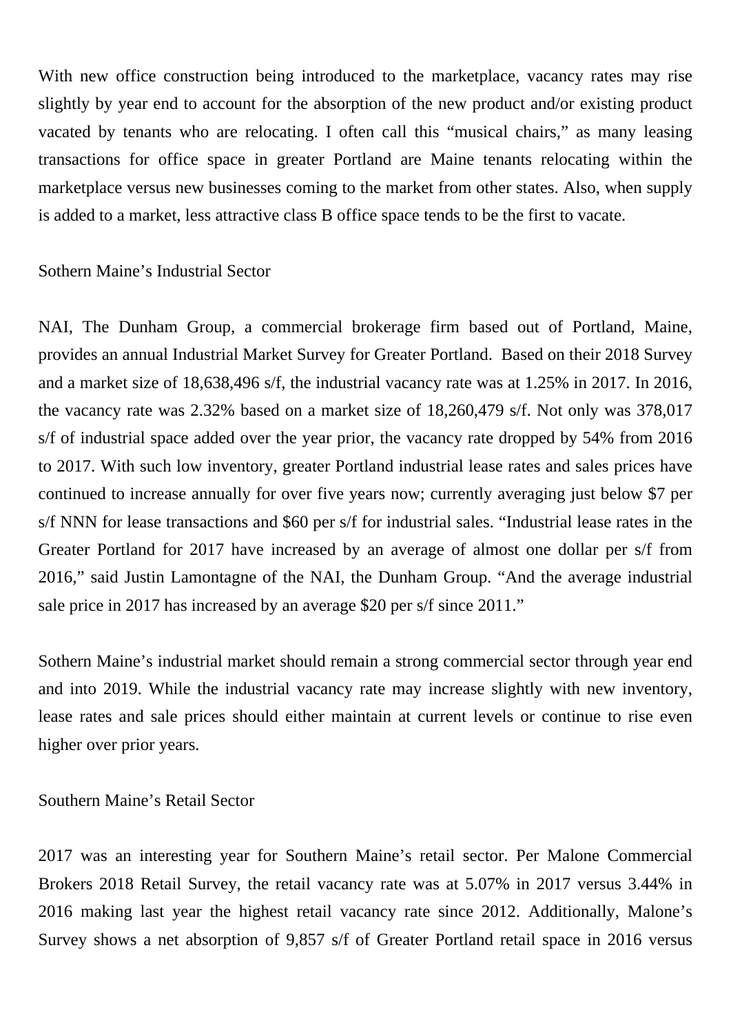With new office construction being introduced to the marketplace, vacancy rates may rise slightly by year end to account for the absorption of the new product and/or existing product vacated by tenants who are relocating. I often call this “musical chairs,” as many leasing transactions for office space in greater Portland are Maine tenants relocating within the marketplace versus new businesses coming to the market from other states. Also, when supply is added to a market, less attractive class B office space tends to be the first to vacate.

Sothern Maine’s Industrial Sector

NAI, The Dunham Group, a commercial brokerage firm based out of Portland, Maine, provides an annual Industrial Market Survey for Greater Portland. Based on their 2018 Survey and a market size of 18,638,496 s/f, the industrial vacancy rate was at 1.25% in 2017. In 2016, the vacancy rate was 2.32% based on a market size of 18,260,479 s/f. Not only was 378,017 s/f of industrial space added over the year prior, the vacancy rate dropped by 54% from 2016 to 2017. With such low inventory, greater Portland industrial lease rates and sales prices have continued to increase annually for over five years now; currently averaging just below $7 per s/f NNN for lease transactions and $60 per s/f for industrial sales. “Industrial lease rates in the Greater Portland for 2017 have increased by an average of almost one dollar per s/f from 2016,” said Justin Lamontagne of the NAI, the Dunham Group. “And the average industrial sale price in 2017 has increased by an average $20 per s/f since 2011.”

Sothern Maine’s industrial market should remain a strong commercial sector through year end and into 2019. While the industrial vacancy rate may increase slightly with new inventory, lease rates and sale prices should either maintain at current levels or continue to rise even higher over prior years.

Southern Maine’s Retail Sector

2017 was an interesting year for Southern Maine’s retail sector. Per Malone Commercial Brokers 2018 Retail Survey, the retail vacancy rate was at 5.07% in 2017 versus 3.44% in 2016 making last year the highest retail vacancy rate since 2012. Additionally, Malone’s Survey shows a net absorption of 9,857 s/f of Greater Portland retail space in 2016 versus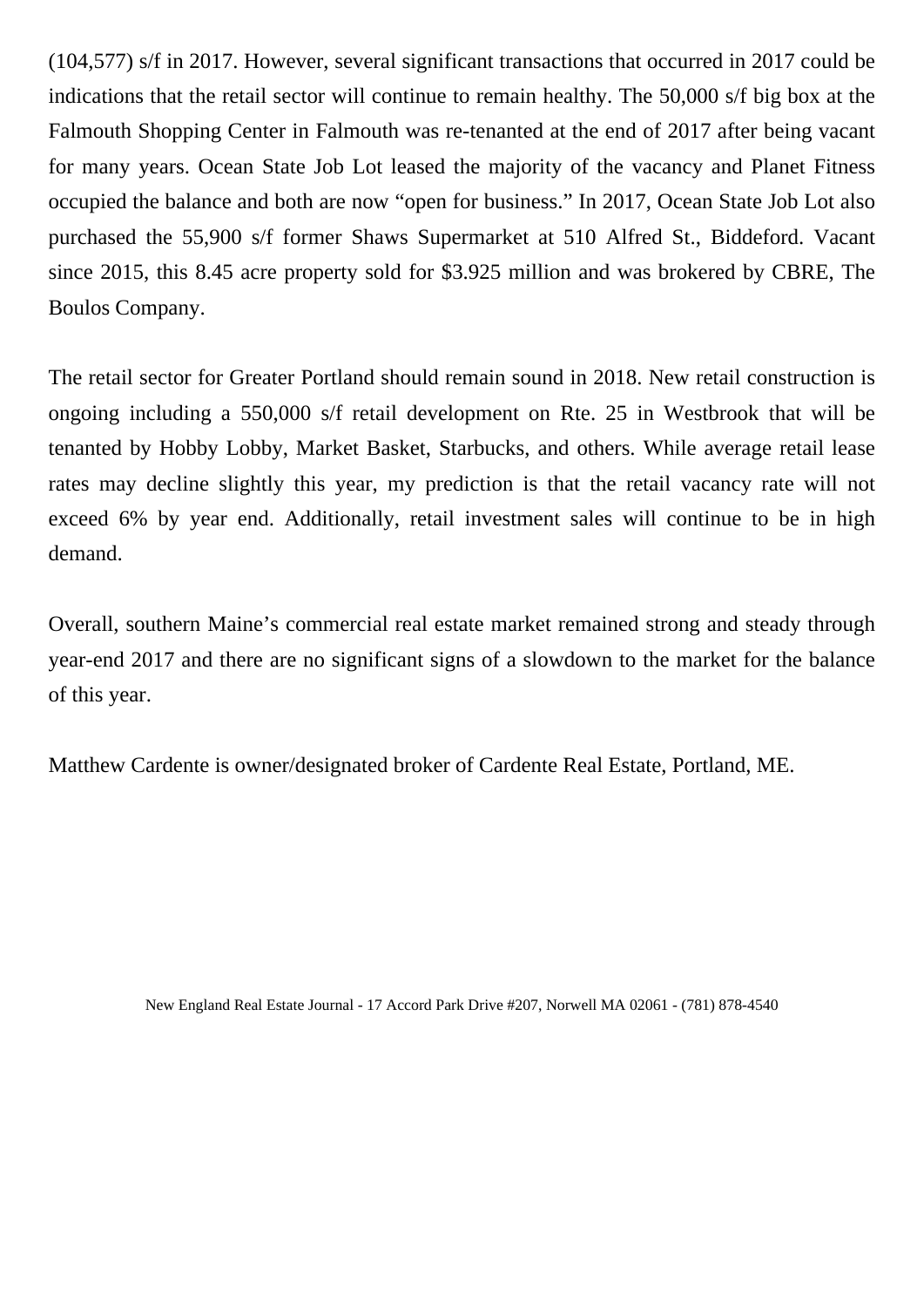(104,577) s/f in 2017. However, several significant transactions that occurred in 2017 could be indications that the retail sector will continue to remain healthy. The 50,000 s/f big box at the Falmouth Shopping Center in Falmouth was re-tenanted at the end of 2017 after being vacant for many years. Ocean State Job Lot leased the majority of the vacancy and Planet Fitness occupied the balance and both are now "open for business." In 2017, Ocean State Job Lot also purchased the 55,900 s/f former Shaws Supermarket at 510 Alfred St., Biddeford. Vacant since 2015, this 8.45 acre property sold for $3.925 million and was brokered by CBRE, The Boulos Company.

The retail sector for Greater Portland should remain sound in 2018. New retail construction is ongoing including a 550,000 s/f retail development on Rte. 25 in Westbrook that will be tenanted by Hobby Lobby, Market Basket, Starbucks, and others. While average retail lease rates may decline slightly this year, my prediction is that the retail vacancy rate will not exceed 6% by year end. Additionally, retail investment sales will continue to be in high demand.

Overall, southern Maine's commercial real estate market remained strong and steady through year-end 2017 and there are no significant signs of a slowdown to the market for the balance of this year.

Matthew Cardente is owner/designated broker of Cardente Real Estate, Portland, ME.